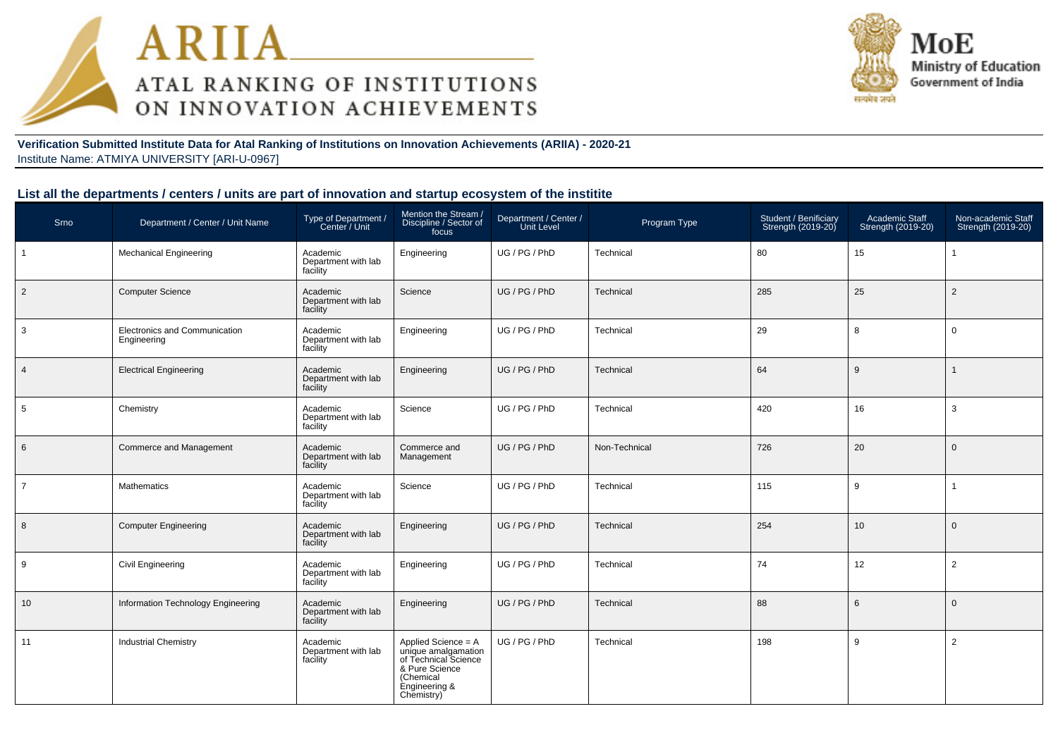**Verification Submitted Institute Data for Atal Ranking of Institutions on Innovation Achievements (ARIIA) - 2020-21**
Institute Name: ATMIYA UNIVERSITY [ARI-U-0967]

## List all the departments / centers / units are part of innovation and startup ecosystem of the institite

| Srno | Department / Center / Unit Name | Type of Department / Center / Unit | Mention the Stream / Discipline / Sector of focus | Department / Center / Unit Level | Program Type | Student / Benificiary Strength (2019-20) | Academic Staff Strength (2019-20) | Non-academic Staff Strength (2019-20) |
|---|---|---|---|---|---|---|---|---|
| 1 | Mechanical Engineering | Academic Department with lab facility | Engineering | UG / PG / PhD | Technical | 80 | 15 | 1 |
| 2 | Computer Science | Academic Department with lab facility | Science | UG / PG / PhD | Technical | 285 | 25 | 2 |
| 3 | Electronics and Communication Engineering | Academic Department with lab facility | Engineering | UG / PG / PhD | Technical | 29 | 8 | 0 |
| 4 | Electrical Engineering | Academic Department with lab facility | Engineering | UG / PG / PhD | Technical | 64 | 9 | 1 |
| 5 | Chemistry | Academic Department with lab facility | Science | UG / PG / PhD | Technical | 420 | 16 | 3 |
| 6 | Commerce and Management | Academic Department with lab facility | Commerce and Management | UG / PG / PhD | Non-Technical | 726 | 20 | 0 |
| 7 | Mathematics | Academic Department with lab facility | Science | UG / PG / PhD | Technical | 115 | 9 | 1 |
| 8 | Computer Engineering | Academic Department with lab facility | Engineering | UG / PG / PhD | Technical | 254 | 10 | 0 |
| 9 | Civil Engineering | Academic Department with lab facility | Engineering | UG / PG / PhD | Technical | 74 | 12 | 2 |
| 10 | Information Technology Engineering | Academic Department with lab facility | Engineering | UG / PG / PhD | Technical | 88 | 6 | 0 |
| 11 | Industrial Chemistry | Academic Department with lab facility | Applied Science = A unique amalgamation of Technical Science & Pure Science (Chemical Engineering & Chemistry) | UG / PG / PhD | Technical | 198 | 9 | 2 |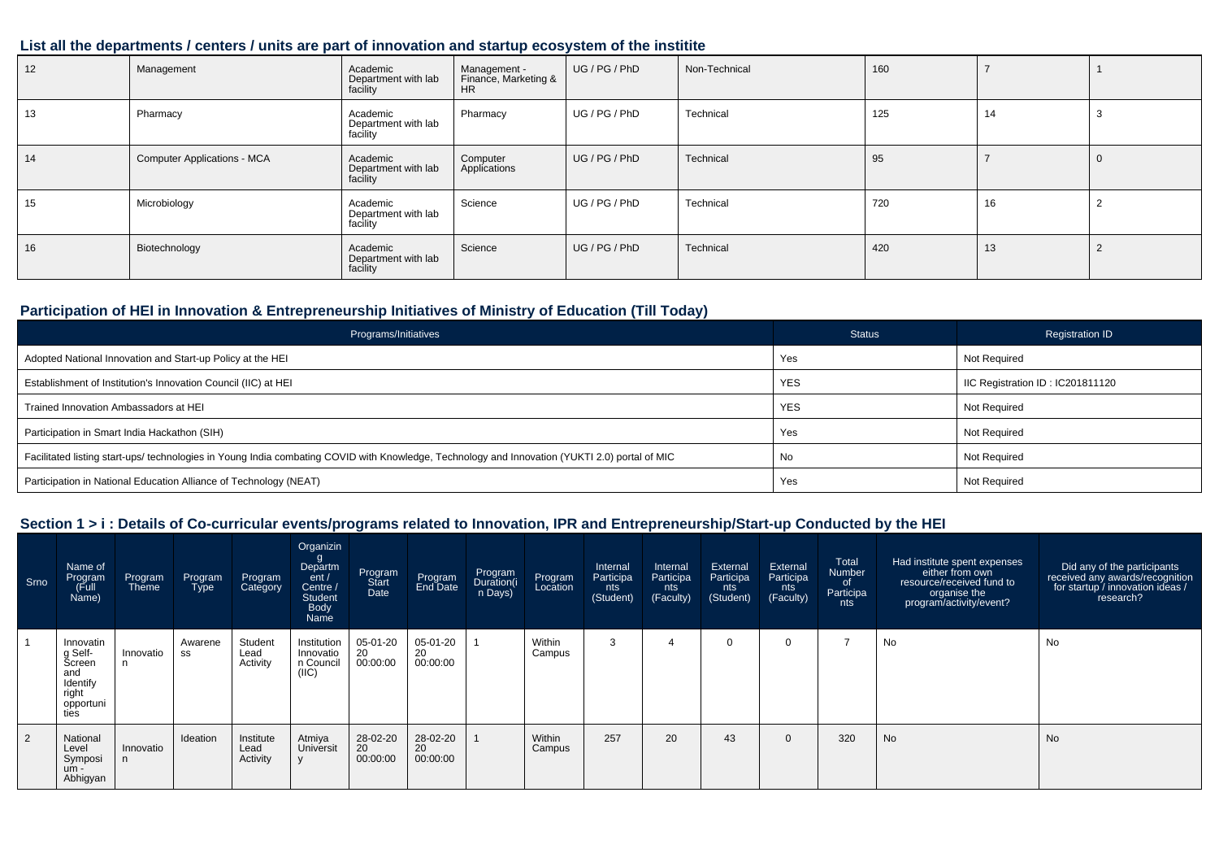## List all the departments / centers / units are part of innovation and startup ecosystem of the institite

| | | | | | | | | |
|---|---|---|---|---|---|---|---|---|
| 12 | Management | Academic Department with lab facility | Management - Finance, Marketing & HR | UG / PG / PhD | Non-Technical | 160 | 7 | 1 |
| 13 | Pharmacy | Academic Department with lab facility | Pharmacy | UG / PG / PhD | Technical | 125 | 14 | 3 |
| 14 | Computer Applications - MCA | Academic Department with lab facility | Computer Applications | UG / PG / PhD | Technical | 95 | 7 | 0 |
| 15 | Microbiology | Academic Department with lab facility | Science | UG / PG / PhD | Technical | 720 | 16 | 2 |
| 16 | Biotechnology | Academic Department with lab facility | Science | UG / PG / PhD | Technical | 420 | 13 | 2 |

## Participation of HEI in Innovation & Entrepreneurship Initiatives of Ministry of Education (Till Today)

| Programs/Initiatives | Status | Registration ID |
|---|---|---|
| Adopted National Innovation and Start-up Policy at the HEI | Yes | Not Required |
| Establishment of Institution's Innovation Council (IIC) at HEI | YES | IIC Registration ID : IC201811120 |
| Trained Innovation Ambassadors at HEI | YES | Not Required |
| Participation in Smart India Hackathon (SIH) | Yes | Not Required |
| Facilitated listing start-ups/ technologies in Young India combating COVID with Knowledge, Technology and Innovation (YUKTI 2.0) portal of MIC | No | Not Required |
| Participation in National Education Alliance of Technology (NEAT) | Yes | Not Required |

## Section 1 > i : Details of Co-curricular events/programs related to Innovation, IPR and Entrepreneurship/Start-up Conducted by the HEI

| Srno | Name of Program (Full Name) | Program Theme | Program Type | Program Category | Organizing Department / Centre / Student Body Name | Program Start Date | Program End Date | Program Duration(in Days) | Program Location | Internal Participants (Student) | Internal Participants (Faculty) | External Participants (Student) | External Participants (Faculty) | Total Number of Participants | Had institute spent expenses either from own resource/received fund to organise the program/activity/event? | Did any of the participants received any awards/recognition for startup / innovation ideas / research? |
|---|---|---|---|---|---|---|---|---|---|---|---|---|---|---|---|---|
| 1 | Innovating Self-Screen and Identify right opportunities | Innovation | Awareness | Student Lead Activity | Institution Innovation Council (IIC) | 05-01-2020 00:00:00 | 05-01-2020 00:00:00 | 1 | Within Campus | 3 | 4 | 0 | 0 | 7 | No | No |
| 2 | National Level Symposium - Abhigyan | Innovation | Ideation | Institute Lead Activity | Atmiya University | 28-02-2020 00:00:00 | 28-02-2020 00:00:00 | 1 | Within Campus | 257 | 20 | 43 | 0 | 320 | No | No |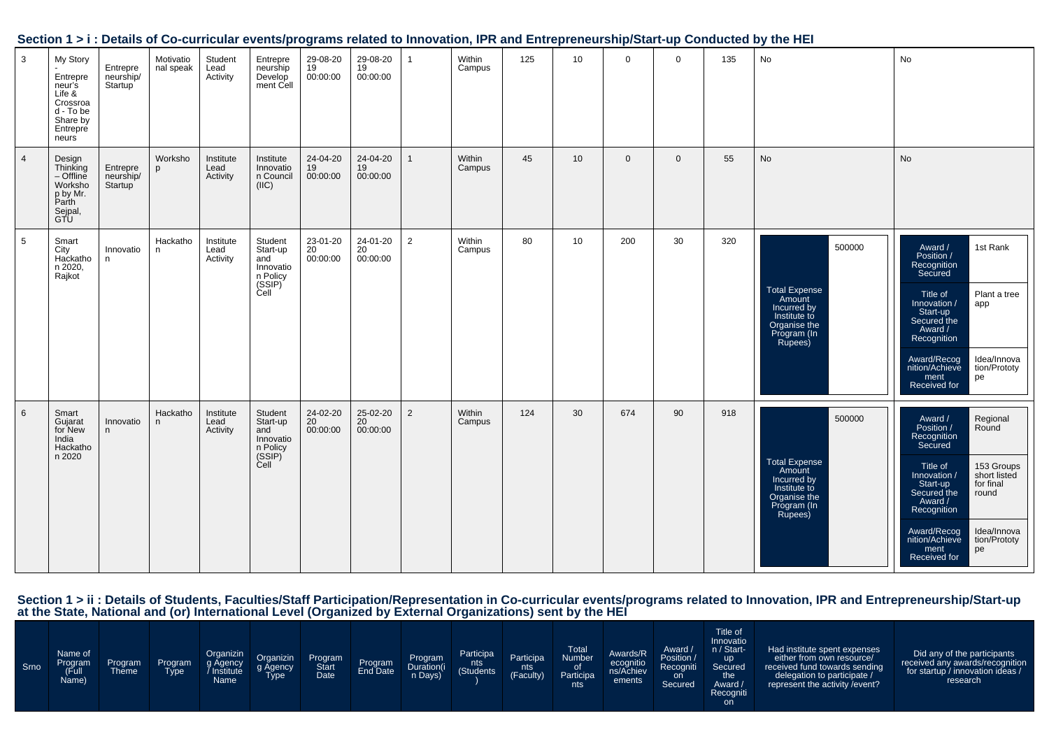## Section 1 > i : Details of Co-curricular events/programs related to Innovation, IPR and Entrepreneurship/Start-up Conducted by the HEI

| | | | | | | | | | | | | | | | | |
|---|---|---|---|---|---|---|---|---|---|---|---|---|---|---|---|---|
| 3 | My Story - Entrepreneur's Life & Crossroad - To be Share by Entrepreneurs | Entrepreneurship/ Startup | Motivational speak | Student Lead Activity | Entrepreneurship Development Cell | 29-08-2019 00:00:00 | 29-08-2019 00:00:00 | 1 | Within Campus | 125 | 10 | 0 | 0 | 135 | No | No |
| 4 | Design Thinking – Offline Workshop by Mr. Parth Sejpal, GTU | Entrepreneurship/ Startup | Workshop | Institute Lead Activity | Institute Innovation Council (IIC) | 24-04-2019 00:00:00 | 24-04-2019 00:00:00 | 1 | Within Campus | 45 | 10 | 0 | 0 | 55 | No | No |
| 5 | Smart City Hackathon 2020, Rajkot | Innovation | Hackathon | Institute Lead Activity | Student Start-up and Innovation Policy (SSIP) Cell | 23-01-2020 00:00:00 | 24-01-2020 00:00:00 | 2 | Within Campus | 80 | 10 | 200 | 30 | 320 | Total Expense Amount Incurred by Institute to Organise the Program (In Rupees): 500000 | Award / Position / Recognition Secured: 1st Rank; Title of Innovation / Start-up Secured the Award / Recognition: Plant a tree app; Award/Recognition/Achievement Received for: Idea/Innovation/Prototype |
| 6 | Smart Gujarat for New India Hackathon 2020 | Innovation | Hackathon | Institute Lead Activity | Student Start-up and Innovation Policy (SSIP) Cell | 24-02-2020 00:00:00 | 25-02-2020 00:00:00 | 2 | Within Campus | 124 | 30 | 674 | 90 | 918 | Total Expense Amount Incurred by Institute to Organise the Program (In Rupees): 500000 | Award / Position / Recognition Secured: Regional Round; Title of Innovation / Start-up Secured the Award / Recognition: 153 Groups short listed for final round; Award/Recognition/Achievement Received for: Idea/Innovation/Prototype |

## Section 1 > ii : Details of Students, Faculties/Staff Participation/Representation in Co-curricular events/programs related to Innovation, IPR and Entrepreneurship/Start-up at the State, National and (or) International Level (Organized by External Organizations) sent by the HEI

| Srno | Name of Program (Full Name) | Program Theme | Program Type | Organizing Agency / Institute Name | Organizing Agency Type | Program Start Date | Program End Date | Program Duration(in Days) | Participants (Students) | Participants (Faculty) | Total Number of Participants | Awards/Recognitions/Achievements | Award / Position / Recognition Secured | Title of Innovation / Start-up Secured the Award / Recognition | Had institute spent expenses either from own resource/ received fund towards sending delegation to participate / represent the activity /event? | Did any of the participants received any awards/recognition for startup / innovation ideas / research |
|---|---|---|---|---|---|---|---|---|---|---|---|---|---|---|---|---|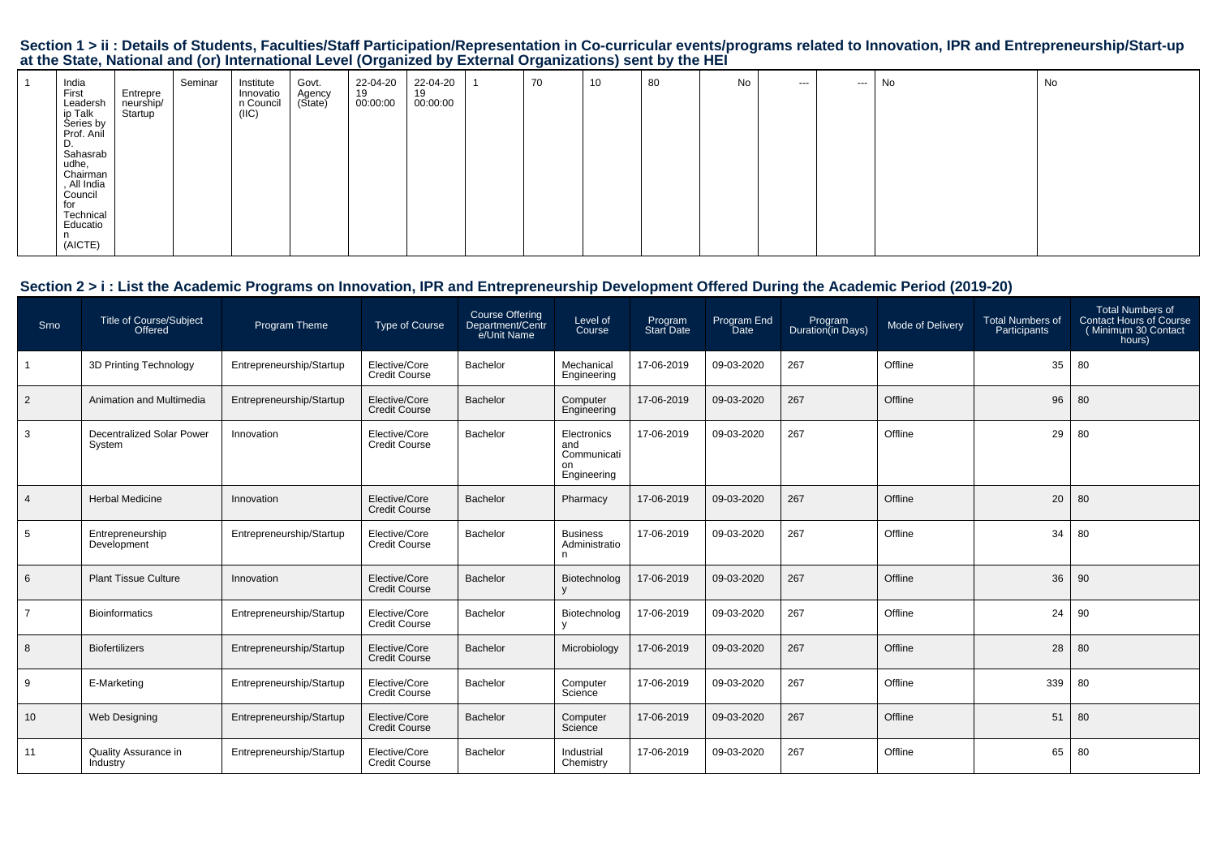## Section 1 > ii : Details of Students, Faculties/Staff Participation/Representation in Co-curricular events/programs related to Innovation, IPR and Entrepreneurship/Start-up at the State, National and (or) International Level (Organized by External Organizations) sent by the HEI

| | | | | | | | | | | | | | | | | |
|---|---|---|---|---|---|---|---|---|---|---|---|---|---|---|---|---|
| 1 | India First Leadership Talk Series by Prof. Anil D. Sahasrabudhe, Chairman, All India Council for Technical Education (AICTE) | Entrepreneurship/Startup | Seminar | Institute Innovation Council (IIC) | Govt. Agency (State) | 22-04-2019 00:00:00 | 22-04-2019 00:00:00 | 1 | 70 | 10 | 80 | No | --- | --- | No | No |

## Section 2 > i : List the Academic Programs on Innovation, IPR and Entrepreneurship Development Offered During the Academic Period (2019-20)

| Srno | Title of Course/Subject Offered | Program Theme | Type of Course | Course Offering Department/Centre/Unit Name | Level of Course | Program Start Date | Program End Date | Program Duration(in Days) | Mode of Delivery | Total Numbers of Participants | Total Numbers of Contact Hours of Course (Minimum 30 Contact hours) |
|---|---|---|---|---|---|---|---|---|---|---|---|
| 1 | 3D Printing Technology | Entrepreneurship/Startup | Elective/Core Credit Course | Bachelor | Mechanical Engineering | 17-06-2019 | 09-03-2020 | 267 | Offline | 35 | 80 |
| 2 | Animation and Multimedia | Entrepreneurship/Startup | Elective/Core Credit Course | Bachelor | Computer Engineering | 17-06-2019 | 09-03-2020 | 267 | Offline | 96 | 80 |
| 3 | Decentralized Solar Power System | Innovation | Elective/Core Credit Course | Bachelor | Electronics and Communication Engineering | 17-06-2019 | 09-03-2020 | 267 | Offline | 29 | 80 |
| 4 | Herbal Medicine | Innovation | Elective/Core Credit Course | Bachelor | Pharmacy | 17-06-2019 | 09-03-2020 | 267 | Offline | 20 | 80 |
| 5 | Entrepreneurship Development | Entrepreneurship/Startup | Elective/Core Credit Course | Bachelor | Business Administration | 17-06-2019 | 09-03-2020 | 267 | Offline | 34 | 80 |
| 6 | Plant Tissue Culture | Innovation | Elective/Core Credit Course | Bachelor | Biotechnology | 17-06-2019 | 09-03-2020 | 267 | Offline | 36 | 90 |
| 7 | Bioinformatics | Entrepreneurship/Startup | Elective/Core Credit Course | Bachelor | Biotechnology | 17-06-2019 | 09-03-2020 | 267 | Offline | 24 | 90 |
| 8 | Biofertilizers | Entrepreneurship/Startup | Elective/Core Credit Course | Bachelor | Microbiology | 17-06-2019 | 09-03-2020 | 267 | Offline | 28 | 80 |
| 9 | E-Marketing | Entrepreneurship/Startup | Elective/Core Credit Course | Bachelor | Computer Science | 17-06-2019 | 09-03-2020 | 267 | Offline | 339 | 80 |
| 10 | Web Designing | Entrepreneurship/Startup | Elective/Core Credit Course | Bachelor | Computer Science | 17-06-2019 | 09-03-2020 | 267 | Offline | 51 | 80 |
| 11 | Quality Assurance in Industry | Entrepreneurship/Startup | Elective/Core Credit Course | Bachelor | Industrial Chemistry | 17-06-2019 | 09-03-2020 | 267 | Offline | 65 | 80 |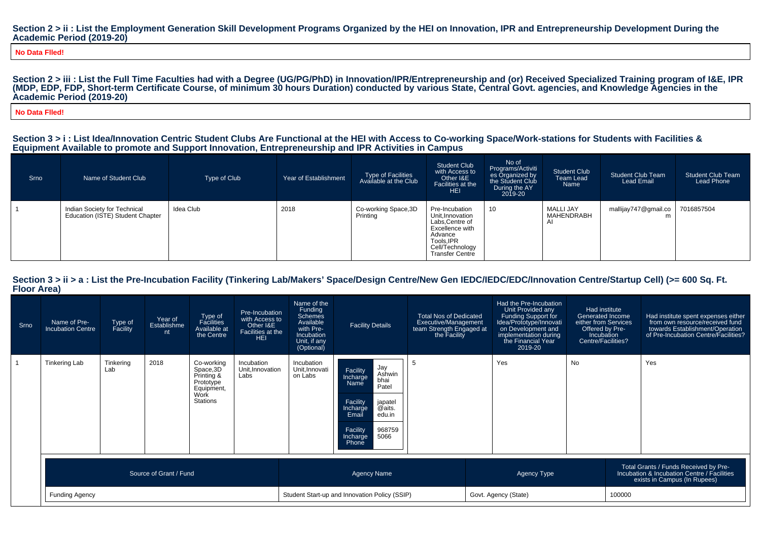## Section 2 > ii : List the Employment Generation Skill Development Programs Organized by the HEI on Innovation, IPR and Entrepreneurship Development During the Academic Period (2019-20)

**No Data FIled!**

## Section 2 > iii : List the Full Time Faculties had with a Degree (UG/PG/PhD) in Innovation/IPR/Entrepreneurship and (or) Received Specialized Training program of I&E, IPR (MDP, EDP, FDP, Short-term Certificate Course, of minimum 30 hours Duration) conducted by various State, Central Govt. agencies, and Knowledge Agencies in the Academic Period (2019-20)

**No Data FIled!**

## Section 3 > i : List Idea/Innovation Centric Student Clubs Are Functional at the HEI with Access to Co-working Space/Work-stations for Students with Facilities & Equipment Available to promote and Support Innovation, Entrepreneurship and IPR Activities in Campus

| Srno | Name of Student Club | Type of Club | Year of Establishment | Type of Facilities Available at the Club | Student Club with Access to Other I&E Facilities at the HEI | No of Programs/Activities Organized by the Student Club During the AY 2019-20 | Student Club Team Lead Name | Student Club Team Lead Email | Student Club Team Lead Phone |
|---|---|---|---|---|---|---|---|---|---|
| 1 | Indian Society for Technical Education (ISTE) Student Chapter | Idea Club | 2018 | Co-working Space,3D Printing | Pre-Incubation Unit,Innovation Labs,Centre of Excellence with Advance Tools,IPR Cell/Technology Transfer Centre | 10 | MALLI JAY MAHENDRABHAI | mallijay747@gmail.com | 7016857504 |

## Section 3 > ii > a : List the Pre-Incubation Facility (Tinkering Lab/Makers' Space/Design Centre/New Gen IEDC/IEDC/EDC/Innovation Centre/Startup Cell) (>= 600 Sq. Ft. Floor Area)

| Srno | Name of Pre-Incubation Centre | Type of Facility | Year of Establishment | Type of Facilities Available at the Centre | Pre-Incubation with Access to Other I&E Facilities at the HEI | Name of the Funding Schemes Available with Pre-Incubation Unit, if any (Optional) | Facility Details | Total Nos of Dedicated Executive/Management team Strength Engaged at the Facility | Had the Pre-Incubation Unit Provided any Funding Support for Idea/Prototype/Innovation on Development and implementation during the Financial Year 2019-20 | Had institute Generated Income either from Services Offered by Pre-Incubation Centre/Facilities? | Had institute spent expenses either from own resource/received fund towards Establishment/Operation of Pre-Incubation Centre/Facilities? |
|---|---|---|---|---|---|---|---|---|---|---|---|
| 1 | Tinkering Lab | Tinkering Lab | 2018 | Co-working Space,3D Printing & Prototype Equipment, Work Stations | Incubation Unit,Innovation Labs | Incubation Unit,Innovation Labs | Facility Incharge Name: Jay Ashwin bhai Patel<br>Facility Incharge Email: japatel@aits.edu.in<br>Facility Incharge Phone: 9687595066 | 5 | Yes | No | Yes |

| Source of Grant / Fund | Agency Name | Agency Type | Total Grants / Funds Received by Pre-Incubation & Incubation Centre / Facilities exists in Campus (In Rupees) |
|---|---|---|---|
| Funding Agency | Student Start-up and Innovation Policy (SSIP) | Govt. Agency (State) | 100000 |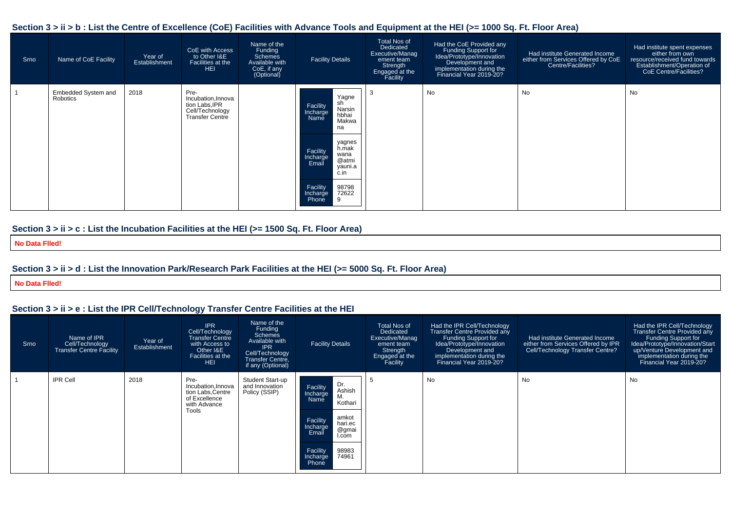### Section 3 > ii > b : List the Centre of Excellence (CoE) Facilities with Advance Tools and Equipment at the HEI (>= 1000 Sq. Ft. Floor Area)

| Srno | Name of CoE Facility | Year of Establishment | CoE with Access to Other I&E Facilities at the HEI | Name of the Funding Schemes Available with CoE, if any (Optional) | Facility Details | Total Nos of Dedicated Executive/Management team Strength Engaged at the Facility | Had the CoE Provided any Funding Support for Idea/Prototype/Innovation Development and implementation during the Financial Year 2019-20? | Had institute Generated Income either from Services Offered by CoE Centre/Facilities? | Had institute spent expenses either from own resource/received fund towards Establishment/Operation of CoE Centre/Facilities? |
|---|---|---|---|---|---|---|---|---|---|
| 1 | Embedded System and Robotics | 2018 | Pre-Incubation,Innovation Labs,IPR Cell/Technology Transfer Centre | | Facility Incharge Name: Yagnesh Narsinhbhai Makwana<br>Facility Incharge Email: yagnesh.makwana@atmiyauni.ac.in<br>Facility Incharge Phone: 9879872622 9 | 3 | No | No | No |

### Section 3 > ii > c : List the Incubation Facilities at the HEI (>= 1500 Sq. Ft. Floor Area)

**No Data Flled!**

### Section 3 > ii > d : List the Innovation Park/Research Park Facilities at the HEI (>= 5000 Sq. Ft. Floor Area)

**No Data Flled!**

### Section 3 > ii > e : List the IPR Cell/Technology Transfer Centre Facilities at the HEI

| Srno | Name of IPR Cell/Technology Transfer Centre Facility | Year of Establishment | IPR Cell/Technology Transfer Centre with Access to Other I&E Facilities at the HEI | Name of the Funding Schemes Available with IPR Cell/Technology Transfer Centre, if any (Optional) | Facility Details | Total Nos of Dedicated Executive/Management team Strength Engaged at the Facility | Had the IPR Cell/Technology Transfer Centre Provided any Funding Support for Idea/Prototype/Innovation Development and implementation during the Financial Year 2019-20? | Had institute Generated Income either from Services Offered by IPR Cell/Technology Transfer Centre? | Had the IPR Cell/Technology Transfer Centre Provided any Funding Support for Idea/Prototype/Innovation/Start up/Venture Development and implementation during the Financial Year 2019-20? |
|---|---|---|---|---|---|---|---|---|---|
| 1 | IPR Cell | 2018 | Pre-Incubation,Innovation Labs,Centre of Excellence with Advance Tools | Student Start-up and Innovation Policy (SSIP) | Facility Incharge Name: Dr. Ashish M. Kothari<br>Facility Incharge Email: amkothari.ec@gmail.com<br>Facility Incharge Phone: 9898374961 | 5 | No | No | No |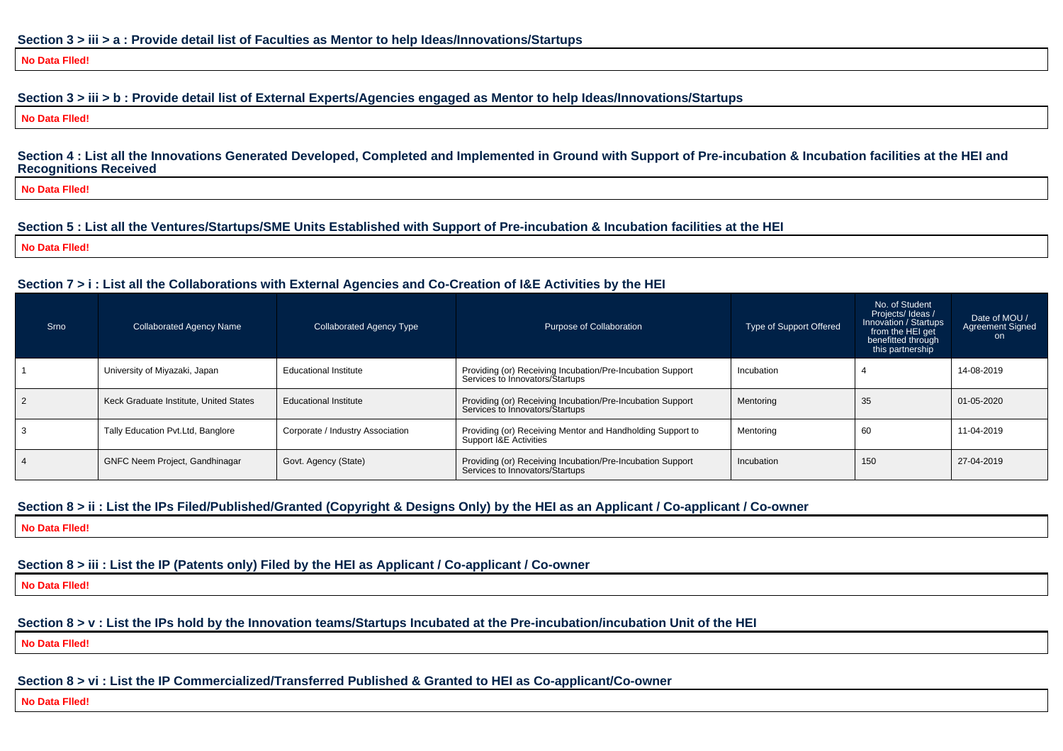### Section 3 > iii > a : Provide detail list of Faculties as Mentor to help Ideas/Innovations/Startups

**No Data FIled!**

### Section 3 > iii > b : Provide detail list of External Experts/Agencies engaged as Mentor to help Ideas/Innovations/Startups

**No Data FIled!**

### Section 4 : List all the Innovations Generated Developed, Completed and Implemented in Ground with Support of Pre-incubation & Incubation facilities at the HEI and Recognitions Received

**No Data FIled!**

### Section 5 : List all the Ventures/Startups/SME Units Established with Support of Pre-incubation & Incubation facilities at the HEI

**No Data FIled!**

### Section 7 > i : List all the Collaborations with External Agencies and Co-Creation of I&E Activities by the HEI

| Srno | Collaborated Agency Name | Collaborated Agency Type | Purpose of Collaboration | Type of Support Offered | No. of Student Projects/ Ideas / Innovation / Startups from the HEI get benefitted through this partnership | Date of MOU / Agreement Signed on |
|---|---|---|---|---|---|---|
| 1 | University of Miyazaki, Japan | Educational Institute | Providing (or) Receiving Incubation/Pre-Incubation Support Services to Innovators/Startups | Incubation | 4 | 14-08-2019 |
| 2 | Keck Graduate Institute, United States | Educational Institute | Providing (or) Receiving Incubation/Pre-Incubation Support Services to Innovators/Startups | Mentoring | 35 | 01-05-2020 |
| 3 | Tally Education Pvt.Ltd, Banglore | Corporate / Industry Association | Providing (or) Receiving Mentor and Handholding Support to Support I&E Activities | Mentoring | 60 | 11-04-2019 |
| 4 | GNFC Neem Project, Gandhinagar | Govt. Agency (State) | Providing (or) Receiving Incubation/Pre-Incubation Support Services to Innovators/Startups | Incubation | 150 | 27-04-2019 |

### Section 8 > ii : List the IPs Filed/Published/Granted (Copyright & Designs Only) by the HEI as an Applicant / Co-applicant / Co-owner

**No Data FIled!**

### Section 8 > iii : List the IP (Patents only) Filed by the HEI as Applicant / Co-applicant / Co-owner

**No Data FIled!**

### Section 8 > v : List the IPs hold by the Innovation teams/Startups Incubated at the Pre-incubation/incubation Unit of the HEI

**No Data FIled!**

### Section 8 > vi : List the IP Commercialized/Transferred Published & Granted to HEI as Co-applicant/Co-owner

**No Data FIled!**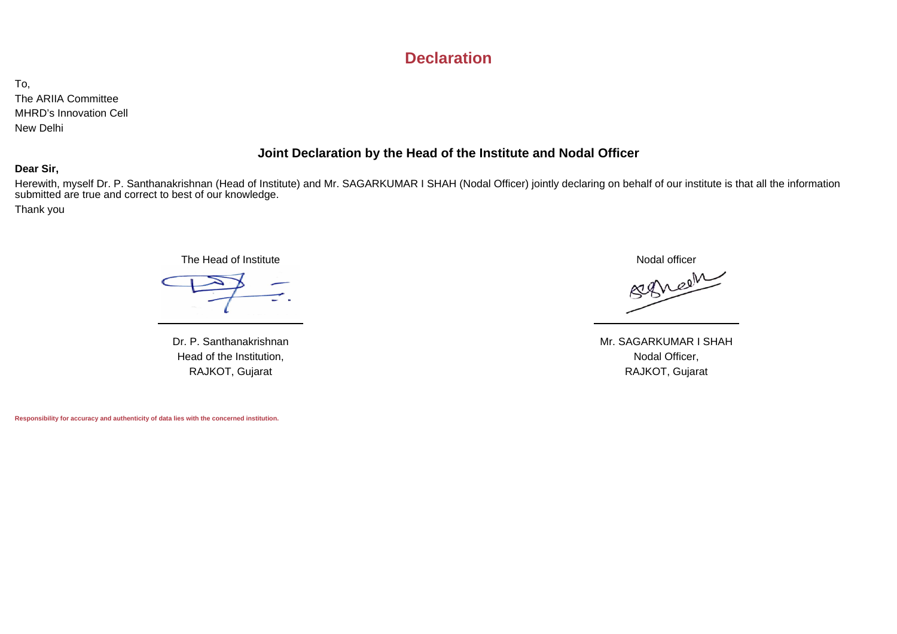# Declaration

To,
The ARIIA Committee
MHRD's Innovation Cell
New Delhi

## Joint Declaration by the Head of the Institute and Nodal Officer

**Dear Sir,**

Herewith, myself Dr. P. Santhanakrishnan (Head of Institute) and Mr. SAGARKUMAR I SHAH (Nodal Officer) jointly declaring on behalf of our institute is that all the information submitted are true and correct to best of our knowledge.

Thank you

The Head of Institute

Dr. P. Santhanakrishnan
Head of the Institution,
RAJKOT, Gujarat

Nodal officer

Mr. SAGARKUMAR I SHAH
Nodal Officer,
RAJKOT, Gujarat

**Responsibility for accuracy and authenticity of data lies with the concerned institution.**